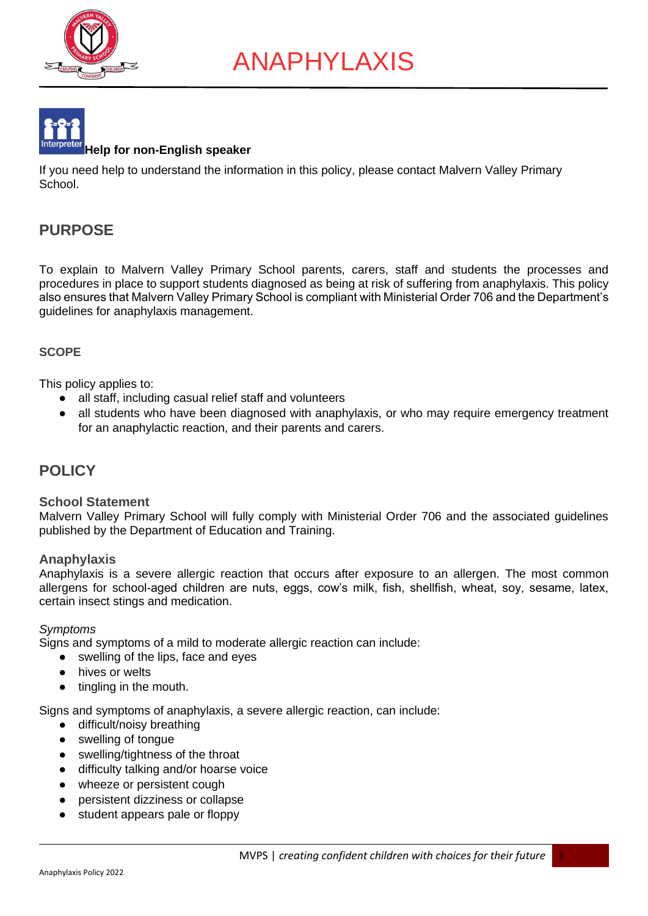# ANAPHYLAXIS

**Help for non-English speaker**

If you need help to understand the information in this policy, please contact Malvern Valley Primary School.

## PURPOSE

To explain to Malvern Valley Primary School parents, carers, staff and students the processes and procedures in place to support students diagnosed as being at risk of suffering from anaphylaxis. This policy also ensures that Malvern Valley Primary School is compliant with Ministerial Order 706 and the Department's guidelines for anaphylaxis management.

### SCOPE

This policy applies to:

- all staff, including casual relief staff and volunteers
- all students who have been diagnosed with anaphylaxis, or who may require emergency treatment for an anaphylactic reaction, and their parents and carers.

## POLICY

### School Statement

Malvern Valley Primary School will fully comply with Ministerial Order 706 and the associated guidelines published by the Department of Education and Training.

### Anaphylaxis

Anaphylaxis is a severe allergic reaction that occurs after exposure to an allergen. The most common allergens for school-aged children are nuts, eggs, cow's milk, fish, shellfish, wheat, soy, sesame, latex, certain insect stings and medication.

*Symptoms*

Signs and symptoms of a mild to moderate allergic reaction can include:

- swelling of the lips, face and eyes
- hives or welts
- tingling in the mouth.

Signs and symptoms of anaphylaxis, a severe allergic reaction, can include:

- difficult/noisy breathing
- swelling of tongue
- swelling/tightness of the throat
- difficulty talking and/or hoarse voice
- wheeze or persistent cough
- persistent dizziness or collapse
- student appears pale or floppy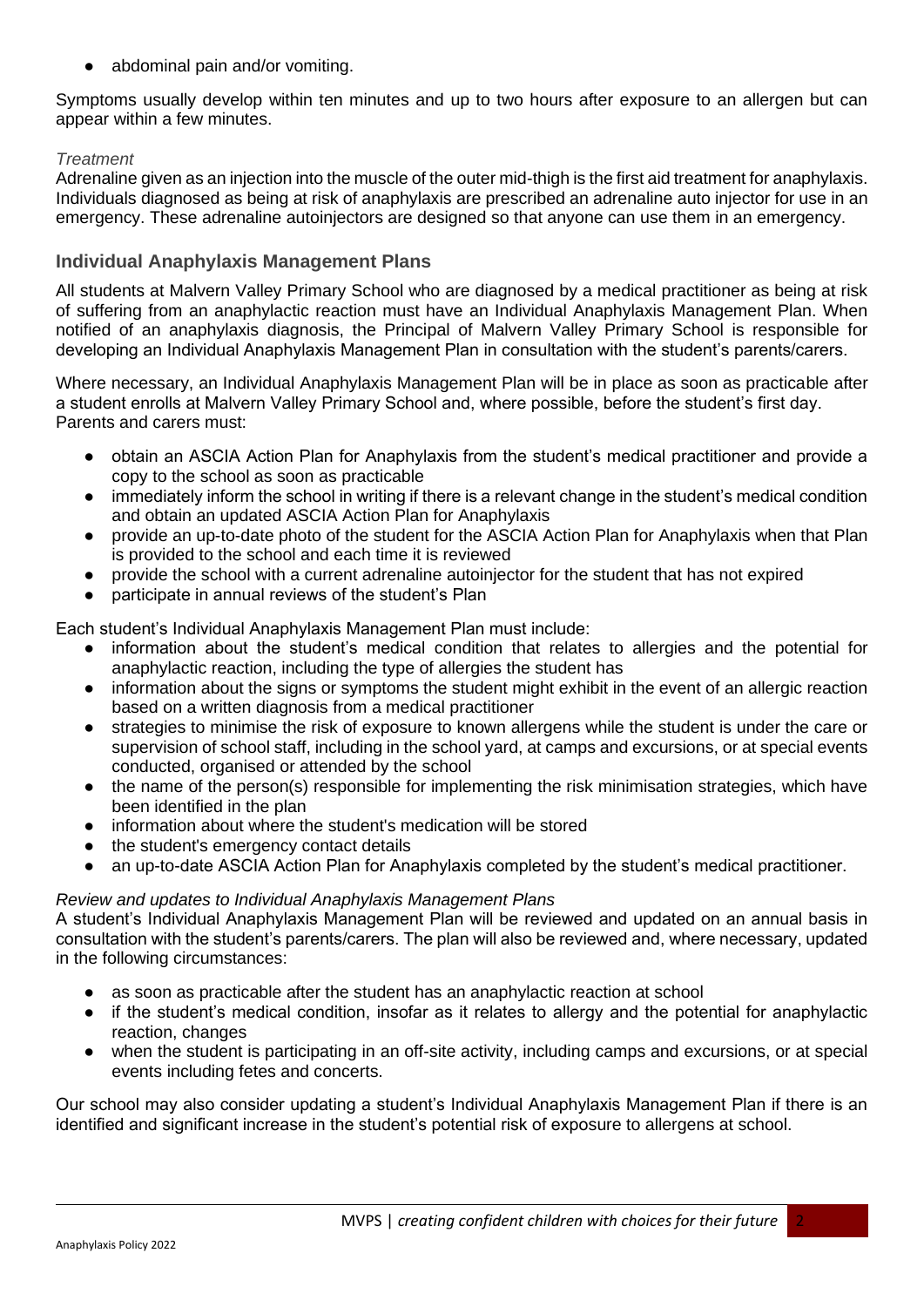- abdominal pain and/or vomiting.

Symptoms usually develop within ten minutes and up to two hours after exposure to an allergen but can appear within a few minutes.

*Treatment*

Adrenaline given as an injection into the muscle of the outer mid-thigh is the first aid treatment for anaphylaxis. Individuals diagnosed as being at risk of anaphylaxis are prescribed an adrenaline auto injector for use in an emergency. These adrenaline autoinjectors are designed so that anyone can use them in an emergency.

## Individual Anaphylaxis Management Plans

All students at Malvern Valley Primary School who are diagnosed by a medical practitioner as being at risk of suffering from an anaphylactic reaction must have an Individual Anaphylaxis Management Plan. When notified of an anaphylaxis diagnosis, the Principal of Malvern Valley Primary School is responsible for developing an Individual Anaphylaxis Management Plan in consultation with the student's parents/carers.

Where necessary, an Individual Anaphylaxis Management Plan will be in place as soon as practicable after a student enrolls at Malvern Valley Primary School and, where possible, before the student's first day. Parents and carers must:

- obtain an ASCIA Action Plan for Anaphylaxis from the student's medical practitioner and provide a copy to the school as soon as practicable
- immediately inform the school in writing if there is a relevant change in the student's medical condition and obtain an updated ASCIA Action Plan for Anaphylaxis
- provide an up-to-date photo of the student for the ASCIA Action Plan for Anaphylaxis when that Plan is provided to the school and each time it is reviewed
- provide the school with a current adrenaline autoinjector for the student that has not expired
- participate in annual reviews of the student's Plan

Each student's Individual Anaphylaxis Management Plan must include:

- information about the student's medical condition that relates to allergies and the potential for anaphylactic reaction, including the type of allergies the student has
- information about the signs or symptoms the student might exhibit in the event of an allergic reaction based on a written diagnosis from a medical practitioner
- strategies to minimise the risk of exposure to known allergens while the student is under the care or supervision of school staff, including in the school yard, at camps and excursions, or at special events conducted, organised or attended by the school
- the name of the person(s) responsible for implementing the risk minimisation strategies, which have been identified in the plan
- information about where the student's medication will be stored
- the student's emergency contact details
- an up-to-date ASCIA Action Plan for Anaphylaxis completed by the student's medical practitioner.

*Review and updates to Individual Anaphylaxis Management Plans*

A student's Individual Anaphylaxis Management Plan will be reviewed and updated on an annual basis in consultation with the student's parents/carers. The plan will also be reviewed and, where necessary, updated in the following circumstances:

- as soon as practicable after the student has an anaphylactic reaction at school
- if the student's medical condition, insofar as it relates to allergy and the potential for anaphylactic reaction, changes
- when the student is participating in an off-site activity, including camps and excursions, or at special events including fetes and concerts.

Our school may also consider updating a student's Individual Anaphylaxis Management Plan if there is an identified and significant increase in the student's potential risk of exposure to allergens at school.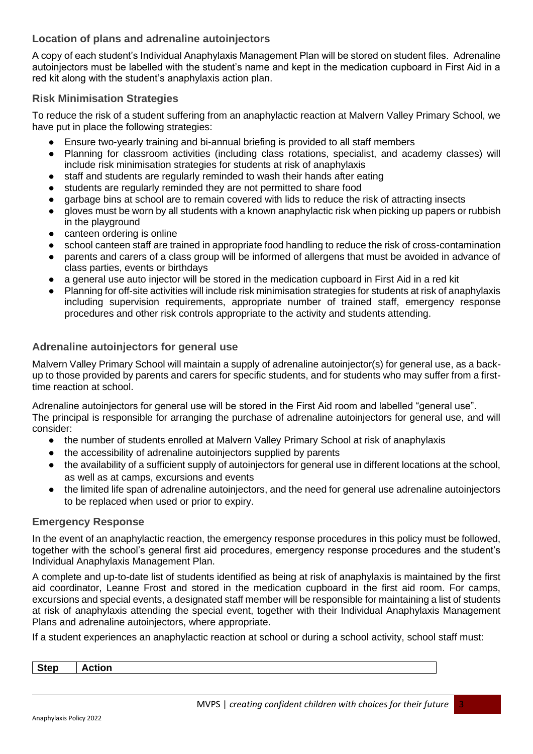## Location of plans and adrenaline autoinjectors

A copy of each student's Individual Anaphylaxis Management Plan will be stored on student files. Adrenaline autoinjectors must be labelled with the student's name and kept in the medication cupboard in First Aid in a red kit along with the student's anaphylaxis action plan.

## Risk Minimisation Strategies

To reduce the risk of a student suffering from an anaphylactic reaction at Malvern Valley Primary School, we have put in place the following strategies:

- Ensure two-yearly training and bi-annual briefing is provided to all staff members
- Planning for classroom activities (including class rotations, specialist, and academy classes) will include risk minimisation strategies for students at risk of anaphylaxis
- staff and students are regularly reminded to wash their hands after eating
- students are regularly reminded they are not permitted to share food
- garbage bins at school are to remain covered with lids to reduce the risk of attracting insects
- gloves must be worn by all students with a known anaphylactic risk when picking up papers or rubbish in the playground
- canteen ordering is online
- school canteen staff are trained in appropriate food handling to reduce the risk of cross-contamination
- parents and carers of a class group will be informed of allergens that must be avoided in advance of class parties, events or birthdays
- a general use auto injector will be stored in the medication cupboard in First Aid in a red kit
- Planning for off-site activities will include risk minimisation strategies for students at risk of anaphylaxis including supervision requirements, appropriate number of trained staff, emergency response procedures and other risk controls appropriate to the activity and students attending.

## Adrenaline autoinjectors for general use

Malvern Valley Primary School will maintain a supply of adrenaline autoinjector(s) for general use, as a back-up to those provided by parents and carers for specific students, and for students who may suffer from a first-time reaction at school.

Adrenaline autoinjectors for general use will be stored in the First Aid room and labelled "general use".
The principal is responsible for arranging the purchase of adrenaline autoinjectors for general use, and will consider:

- the number of students enrolled at Malvern Valley Primary School at risk of anaphylaxis
- the accessibility of adrenaline autoinjectors supplied by parents
- the availability of a sufficient supply of autoinjectors for general use in different locations at the school, as well as at camps, excursions and events
- the limited life span of adrenaline autoinjectors, and the need for general use adrenaline autoinjectors to be replaced when used or prior to expiry.

## Emergency Response

In the event of an anaphylactic reaction, the emergency response procedures in this policy must be followed, together with the school's general first aid procedures, emergency response procedures and the student's Individual Anaphylaxis Management Plan.

A complete and up-to-date list of students identified as being at risk of anaphylaxis is maintained by the first aid coordinator, Leanne Frost and stored in the medication cupboard in the first aid room. For camps, excursions and special events, a designated staff member will be responsible for maintaining a list of students at risk of anaphylaxis attending the special event, together with their Individual Anaphylaxis Management Plans and adrenaline autoinjectors, where appropriate.

If a student experiences an anaphylactic reaction at school or during a school activity, school staff must:

| Step | Action |
|---|---|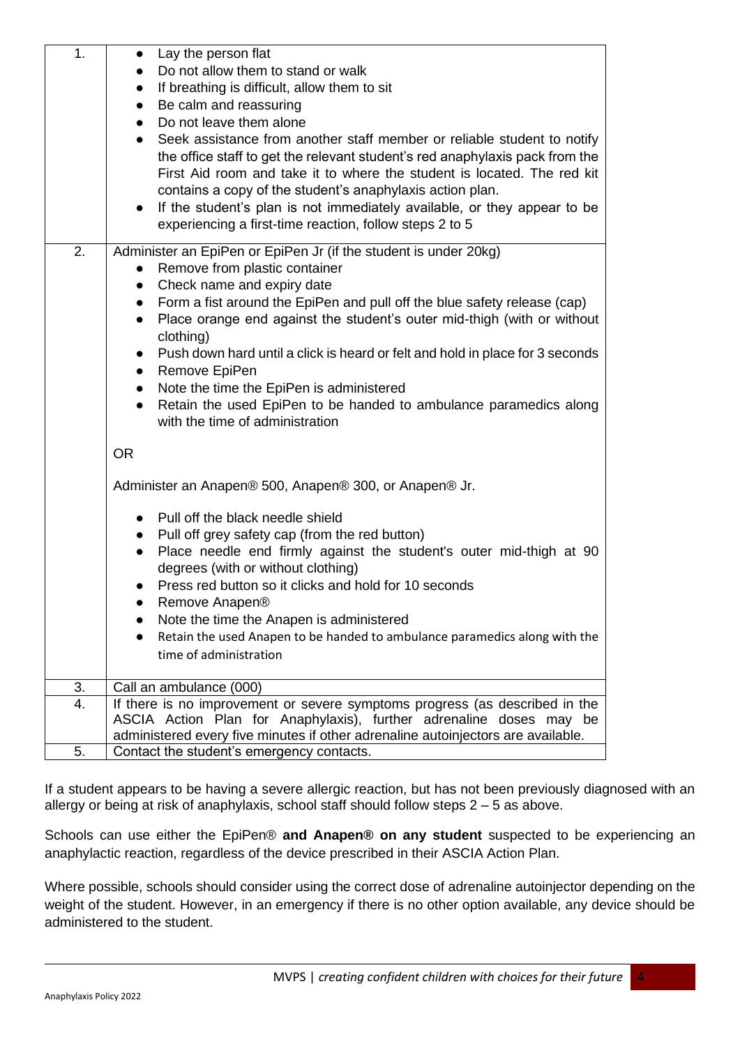| | |
|---|---|
| 1. | • Lay the person flat<br>• Do not allow them to stand or walk<br>• If breathing is difficult, allow them to sit<br>• Be calm and reassuring<br>• Do not leave them alone<br>• Seek assistance from another staff member or reliable student to notify the office staff to get the relevant student's red anaphylaxis pack from the First Aid room and take it to where the student is located. The red kit contains a copy of the student's anaphylaxis action plan.<br>• If the student's plan is not immediately available, or they appear to be experiencing a first-time reaction, follow steps 2 to 5 |
| 2. | Administer an EpiPen or EpiPen Jr (if the student is under 20kg)<br>• Remove from plastic container<br>• Check name and expiry date<br>• Form a fist around the EpiPen and pull off the blue safety release (cap)<br>• Place orange end against the student's outer mid-thigh (with or without clothing)<br>• Push down hard until a click is heard or felt and hold in place for 3 seconds<br>• Remove EpiPen<br>• Note the time the EpiPen is administered<br>• Retain the used EpiPen to be handed to ambulance paramedics along with the time of administration<br><br>OR<br><br>Administer an Anapen® 500, Anapen® 300, or Anapen® Jr.<br><br>• Pull off the black needle shield<br>• Pull off grey safety cap (from the red button)<br>• Place needle end firmly against the student's outer mid-thigh at 90 degrees (with or without clothing)<br>• Press red button so it clicks and hold for 10 seconds<br>• Remove Anapen®<br>• Note the time the Anapen is administered<br>• Retain the used Anapen to be handed to ambulance paramedics along with the time of administration |
| 3. | Call an ambulance (000) |
| 4. | If there is no improvement or severe symptoms progress (as described in the ASCIA Action Plan for Anaphylaxis), further adrenaline doses may be administered every five minutes if other adrenaline autoinjectors are available. |
| 5. | Contact the student's emergency contacts. |

If a student appears to be having a severe allergic reaction, but has not been previously diagnosed with an allergy or being at risk of anaphylaxis, school staff should follow steps 2 – 5 as above.

Schools can use either the EpiPen® **and Anapen® on any student** suspected to be experiencing an anaphylactic reaction, regardless of the device prescribed in their ASCIA Action Plan.

Where possible, schools should consider using the correct dose of adrenaline autoinjector depending on the weight of the student. However, in an emergency if there is no other option available, any device should be administered to the student.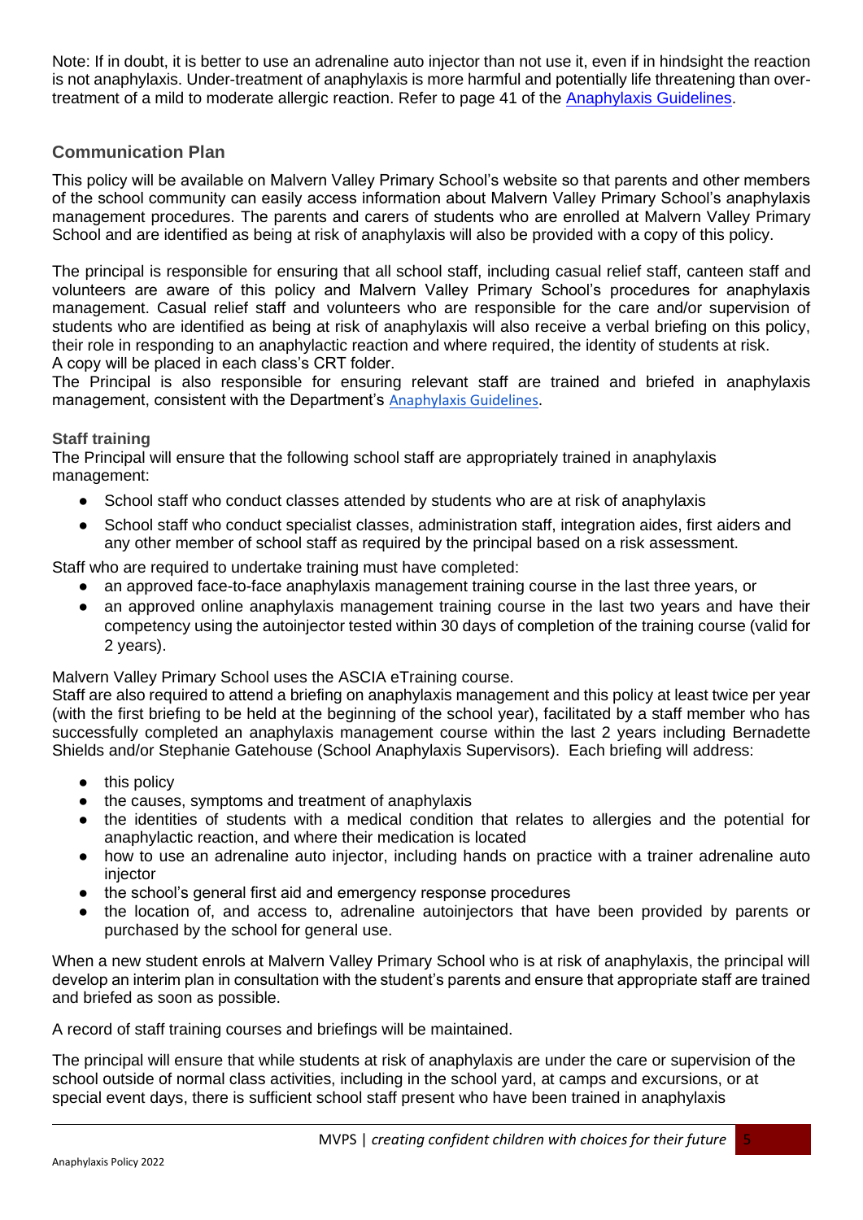Note: If in doubt, it is better to use an adrenaline auto injector than not use it, even if in hindsight the reaction is not anaphylaxis. Under-treatment of anaphylaxis is more harmful and potentially life threatening than over-treatment of a mild to moderate allergic reaction. Refer to page 41 of the Anaphylaxis Guidelines.

## Communication Plan

This policy will be available on Malvern Valley Primary School's website so that parents and other members of the school community can easily access information about Malvern Valley Primary School's anaphylaxis management procedures. The parents and carers of students who are enrolled at Malvern Valley Primary School and are identified as being at risk of anaphylaxis will also be provided with a copy of this policy.

The principal is responsible for ensuring that all school staff, including casual relief staff, canteen staff and volunteers are aware of this policy and Malvern Valley Primary School's procedures for anaphylaxis management. Casual relief staff and volunteers who are responsible for the care and/or supervision of students who are identified as being at risk of anaphylaxis will also receive a verbal briefing on this policy, their role in responding to an anaphylactic reaction and where required, the identity of students at risk.
A copy will be placed in each class's CRT folder.
The Principal is also responsible for ensuring relevant staff are trained and briefed in anaphylaxis management, consistent with the Department's Anaphylaxis Guidelines.

### Staff training

The Principal will ensure that the following school staff are appropriately trained in anaphylaxis management:

- School staff who conduct classes attended by students who are at risk of anaphylaxis
- School staff who conduct specialist classes, administration staff, integration aides, first aiders and any other member of school staff as required by the principal based on a risk assessment.

Staff who are required to undertake training must have completed:

- an approved face-to-face anaphylaxis management training course in the last three years, or
- an approved online anaphylaxis management training course in the last two years and have their competency using the autoinjector tested within 30 days of completion of the training course (valid for 2 years).

Malvern Valley Primary School uses the ASCIA eTraining course.
Staff are also required to attend a briefing on anaphylaxis management and this policy at least twice per year (with the first briefing to be held at the beginning of the school year), facilitated by a staff member who has successfully completed an anaphylaxis management course within the last 2 years including Bernadette Shields and/or Stephanie Gatehouse (School Anaphylaxis Supervisors). Each briefing will address:

- this policy
- the causes, symptoms and treatment of anaphylaxis
- the identities of students with a medical condition that relates to allergies and the potential for anaphylactic reaction, and where their medication is located
- how to use an adrenaline auto injector, including hands on practice with a trainer adrenaline auto injector
- the school's general first aid and emergency response procedures
- the location of, and access to, adrenaline autoinjectors that have been provided by parents or purchased by the school for general use.

When a new student enrols at Malvern Valley Primary School who is at risk of anaphylaxis, the principal will develop an interim plan in consultation with the student's parents and ensure that appropriate staff are trained and briefed as soon as possible.

A record of staff training courses and briefings will be maintained.

The principal will ensure that while students at risk of anaphylaxis are under the care or supervision of the school outside of normal class activities, including in the school yard, at camps and excursions, or at special event days, there is sufficient school staff present who have been trained in anaphylaxis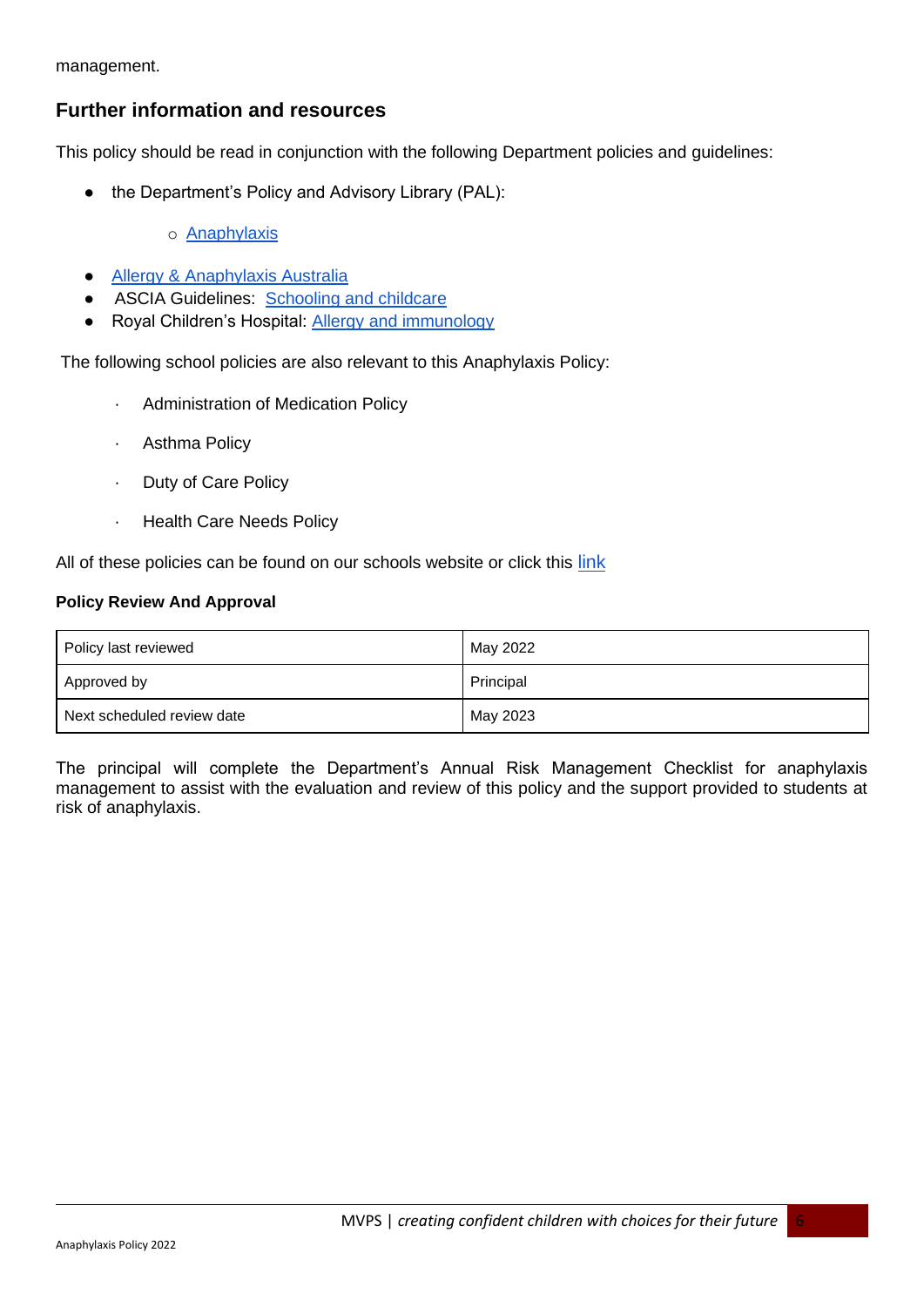management.

## Further information and resources

This policy should be read in conjunction with the following Department policies and guidelines:

- the Department's Policy and Advisory Library (PAL):
  - Anaphylaxis
- Allergy & Anaphylaxis Australia
- ASCIA Guidelines: Schooling and childcare
- Royal Children's Hospital: Allergy and immunology

The following school policies are also relevant to this Anaphylaxis Policy:

- Administration of Medication Policy
- Asthma Policy
- Duty of Care Policy
- Health Care Needs Policy

All of these policies can be found on our schools website or click this link

**Policy Review And Approval**

| | |
|---|---|
| Policy last reviewed | May 2022 |
| Approved by | Principal |
| Next scheduled review date | May 2023 |

The principal will complete the Department's Annual Risk Management Checklist for anaphylaxis management to assist with the evaluation and review of this policy and the support provided to students at risk of anaphylaxis.